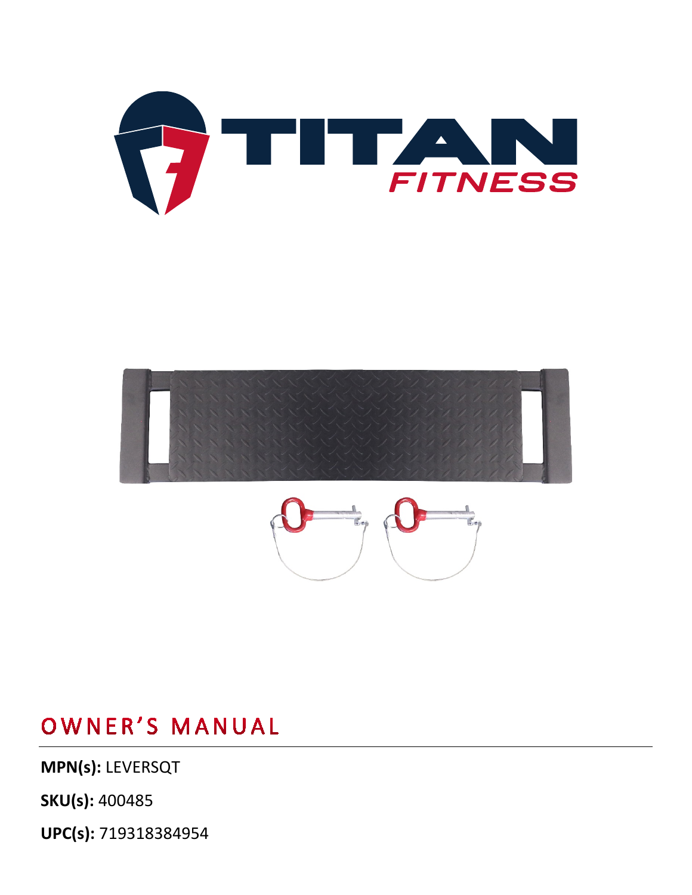TITAN FITNESS

# OWNER'S MANUAL

**MPN(s):** LEVERSQT

**SKU(s):** 400485

**UPC(s):** 719318384954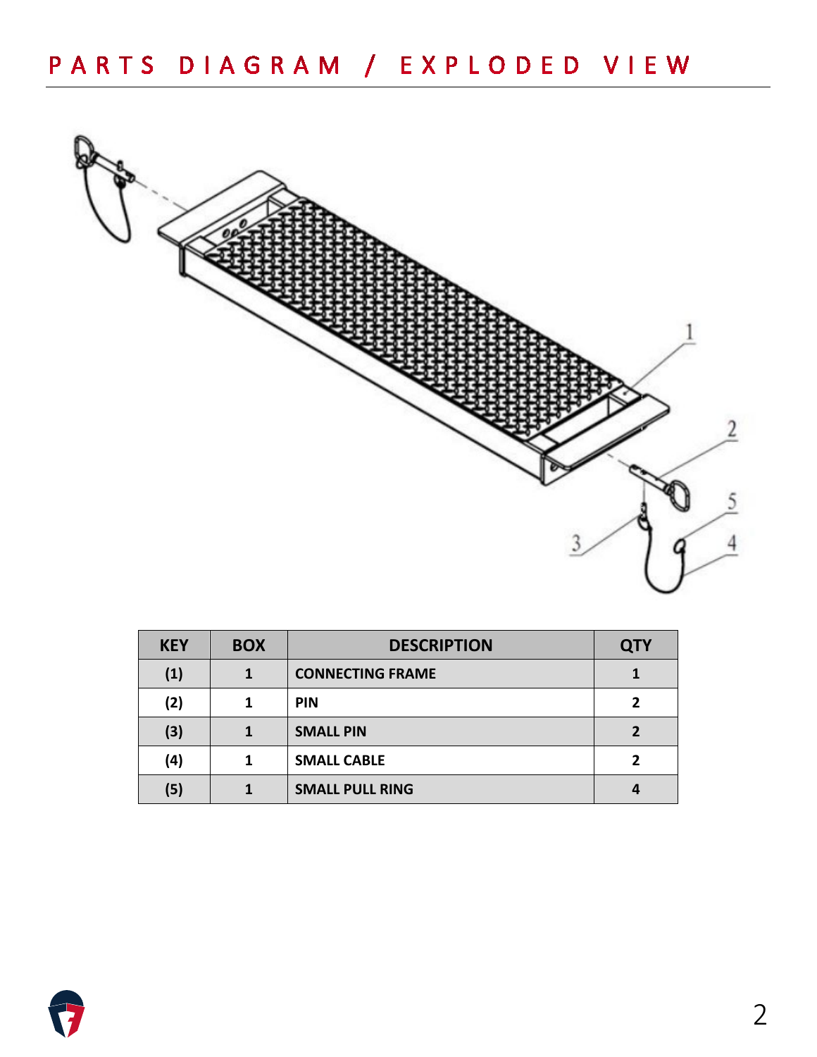# PARTS DIAGRAM / EXPLODED VIEW

| KEY | BOX | DESCRIPTION | QTY |
|---|---|---|---|
| (1) | 1 | CONNECTING FRAME | 1 |
| (2) | 1 | PIN | 2 |
| (3) | 1 | SMALL PIN | 2 |
| (4) | 1 | SMALL CABLE | 2 |
| (5) | 1 | SMALL PULL RING | 4 |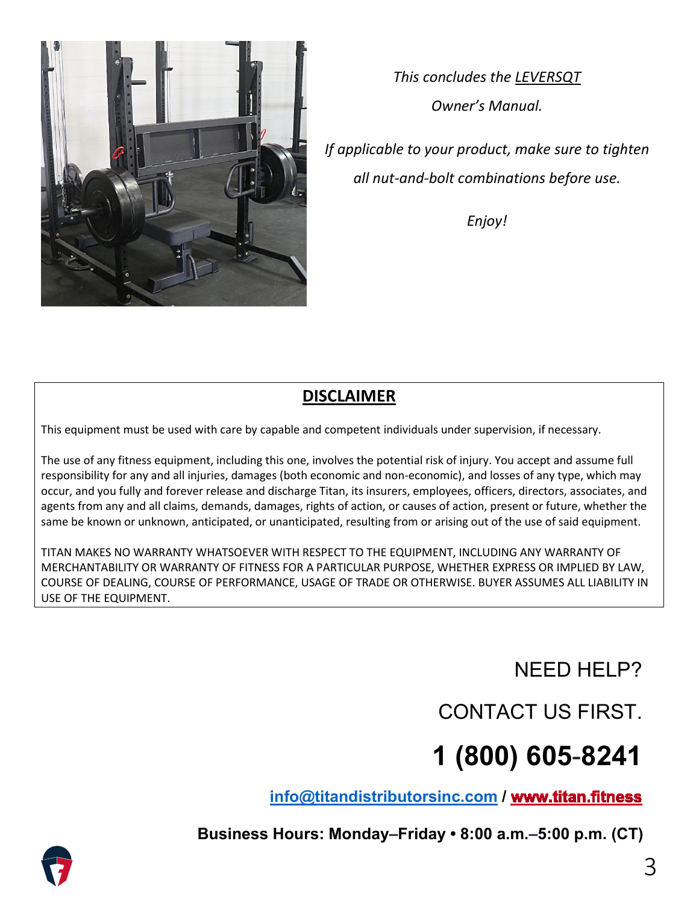*This concludes the LEVERSQT Owner's Manual.*

*If applicable to your product, make sure to tighten all nut-and-bolt combinations before use.*

*Enjoy!*

## DISCLAIMER

This equipment must be used with care by capable and competent individuals under supervision, if necessary.

The use of any fitness equipment, including this one, involves the potential risk of injury. You accept and assume full responsibility for any and all injuries, damages (both economic and non-economic), and losses of any type, which may occur, and you fully and forever release and discharge Titan, its insurers, employees, officers, directors, associates, and agents from any and all claims, demands, damages, rights of action, or causes of action, present or future, whether the same be known or unknown, anticipated, or unanticipated, resulting from or arising out of the use of said equipment.

TITAN MAKES NO WARRANTY WHATSOEVER WITH RESPECT TO THE EQUIPMENT, INCLUDING ANY WARRANTY OF MERCHANTABILITY OR WARRANTY OF FITNESS FOR A PARTICULAR PURPOSE, WHETHER EXPRESS OR IMPLIED BY LAW, COURSE OF DEALING, COURSE OF PERFORMANCE, USAGE OF TRADE OR OTHERWISE. BUYER ASSUMES ALL LIABILITY IN USE OF THE EQUIPMENT.

NEED HELP?

CONTACT US FIRST.

**1 (800) 605-8241**

**info@titandistributorsinc.com / www.titan.fitness**

**Business Hours: Monday–Friday • 8:00 a.m.–5:00 p.m. (CT)**